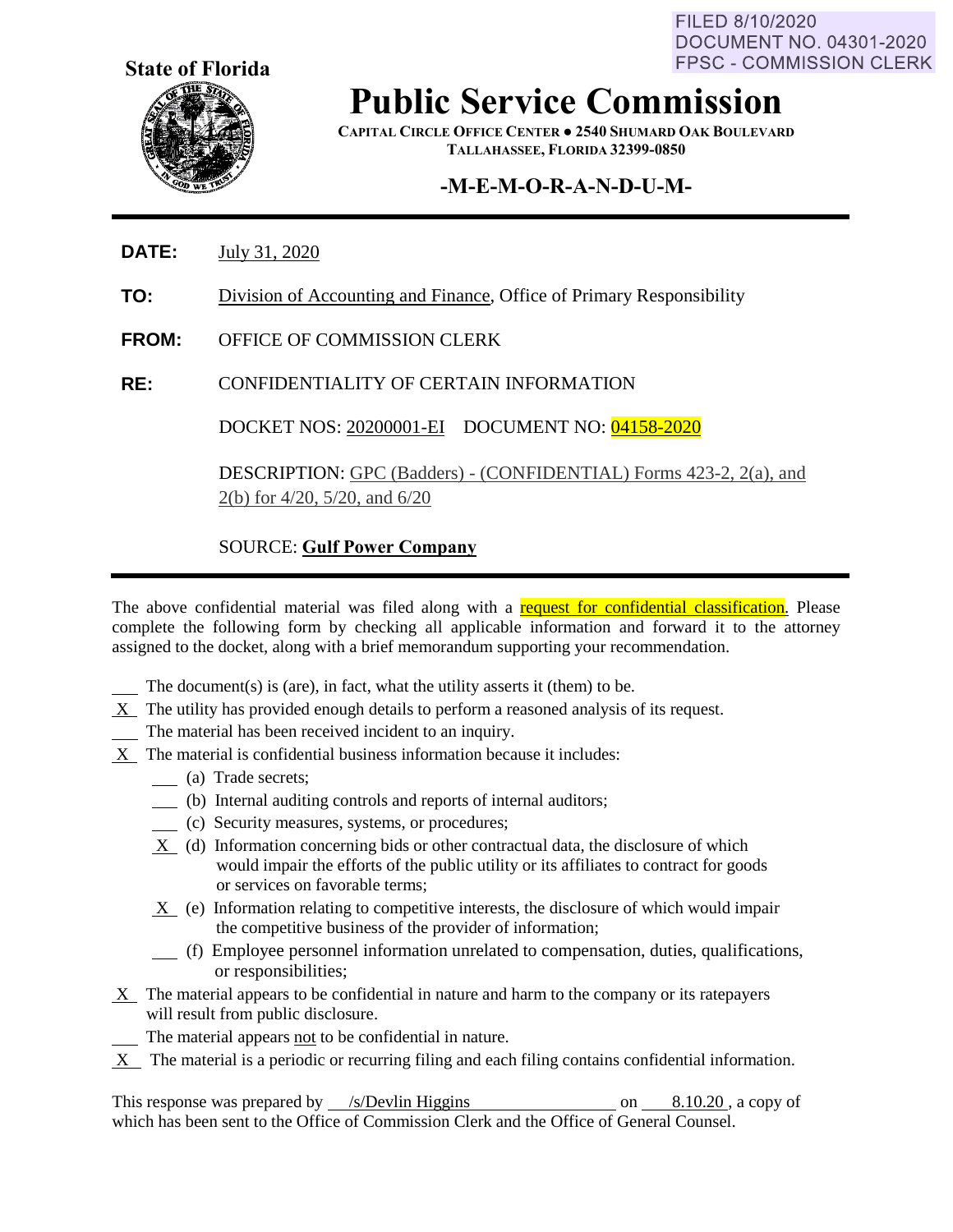FILED 8/10/2020
DOCUMENT NO. 04301-2020
FPSC - COMMISSION CLERK

**State of Florida**

# Public Service Commission

**CAPITAL CIRCLE OFFICE CENTER ● 2540 SHUMARD OAK BOULEVARD**
**TALLAHASSEE, FLORIDA 32399-0850**

## -M-E-M-O-R-A-N-D-U-M-

---

**DATE:** July 31, 2020

**TO:** Division of Accounting and Finance, Office of Primary Responsibility

**FROM:** OFFICE OF COMMISSION CLERK

**RE:** CONFIDENTIALITY OF CERTAIN INFORMATION

DOCKET NOS: 20200001-EI    DOCUMENT NO: 04158-2020

DESCRIPTION: GPC (Badders) - (CONFIDENTIAL) Forms 423-2, 2(a), and 2(b) for 4/20, 5/20, and 6/20

SOURCE: **Gulf Power Company**

---

The above confidential material was filed along with a request for confidential classification. Please complete the following form by checking all applicable information and forward it to the attorney assigned to the docket, along with a brief memorandum supporting your recommendation.

___ The document(s) is (are), in fact, what the utility asserts it (them) to be.
_X_ The utility has provided enough details to perform a reasoned analysis of its request.
___ The material has been received incident to an inquiry.
_X_ The material is confidential business information because it includes:
- ___ (a) Trade secrets;
- ___ (b) Internal auditing controls and reports of internal auditors;
- ___ (c) Security measures, systems, or procedures;
- _X_ (d) Information concerning bids or other contractual data, the disclosure of which would impair the efforts of the public utility or its affiliates to contract for goods or services on favorable terms;
- _X_ (e) Information relating to competitive interests, the disclosure of which would impair the competitive business of the provider of information;
- ___ (f) Employee personnel information unrelated to compensation, duties, qualifications, or responsibilities;

_X_ The material appears to be confidential in nature and harm to the company or its ratepayers will result from public disclosure.
___ The material appears not to be confidential in nature.
_X_ The material is a periodic or recurring filing and each filing contains confidential information.

This response was prepared by /s/Devlin Higgins on 8.10.20, a copy of which has been sent to the Office of Commission Clerk and the Office of General Counsel.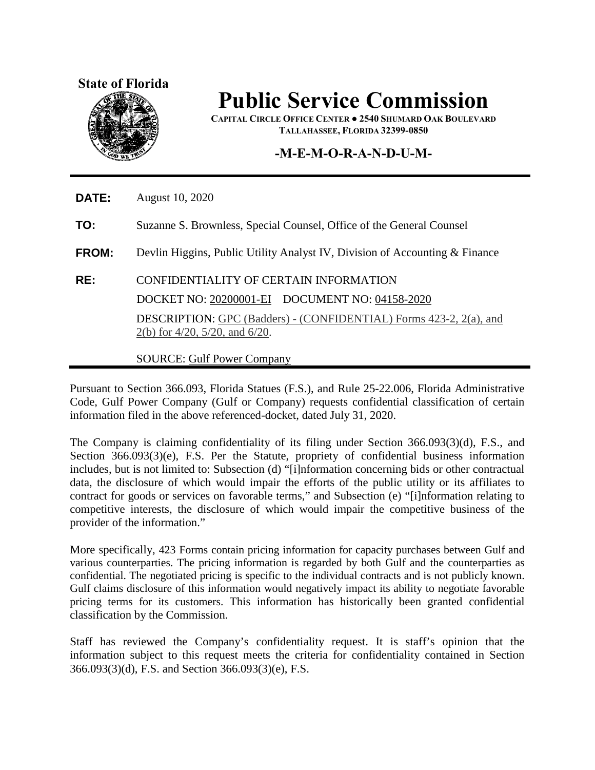State of Florida

# Public Service Commission

**CAPITAL CIRCLE OFFICE CENTER ● 2540 SHUMARD OAK BOULEVARD**
**TALLAHASSEE, FLORIDA 32399-0850**

## -M-E-M-O-R-A-N-D-U-M-

**DATE:** August 10, 2020

**TO:** Suzanne S. Brownless, Special Counsel, Office of the General Counsel

**FROM:** Devlin Higgins, Public Utility Analyst IV, Division of Accounting & Finance

**RE:** CONFIDENTIALITY OF CERTAIN INFORMATION
DOCKET NO: 20200001-EI DOCUMENT NO: 04158-2020
DESCRIPTION: GPC (Badders) - (CONFIDENTIAL) Forms 423-2, 2(a), and 2(b) for 4/20, 5/20, and 6/20.

SOURCE: Gulf Power Company

Pursuant to Section 366.093, Florida Statues (F.S.), and Rule 25-22.006, Florida Administrative Code, Gulf Power Company (Gulf or Company) requests confidential classification of certain information filed in the above referenced-docket, dated July 31, 2020.

The Company is claiming confidentiality of its filing under Section 366.093(3)(d), F.S., and Section 366.093(3)(e), F.S. Per the Statute, propriety of confidential business information includes, but is not limited to: Subsection (d) "[i]nformation concerning bids or other contractual data, the disclosure of which would impair the efforts of the public utility or its affiliates to contract for goods or services on favorable terms," and Subsection (e) "[i]nformation relating to competitive interests, the disclosure of which would impair the competitive business of the provider of the information."

More specifically, 423 Forms contain pricing information for capacity purchases between Gulf and various counterparties. The pricing information is regarded by both Gulf and the counterparties as confidential. The negotiated pricing is specific to the individual contracts and is not publicly known. Gulf claims disclosure of this information would negatively impact its ability to negotiate favorable pricing terms for its customers. This information has historically been granted confidential classification by the Commission.

Staff has reviewed the Company's confidentiality request. It is staff's opinion that the information subject to this request meets the criteria for confidentiality contained in Section 366.093(3)(d), F.S. and Section 366.093(3)(e), F.S.